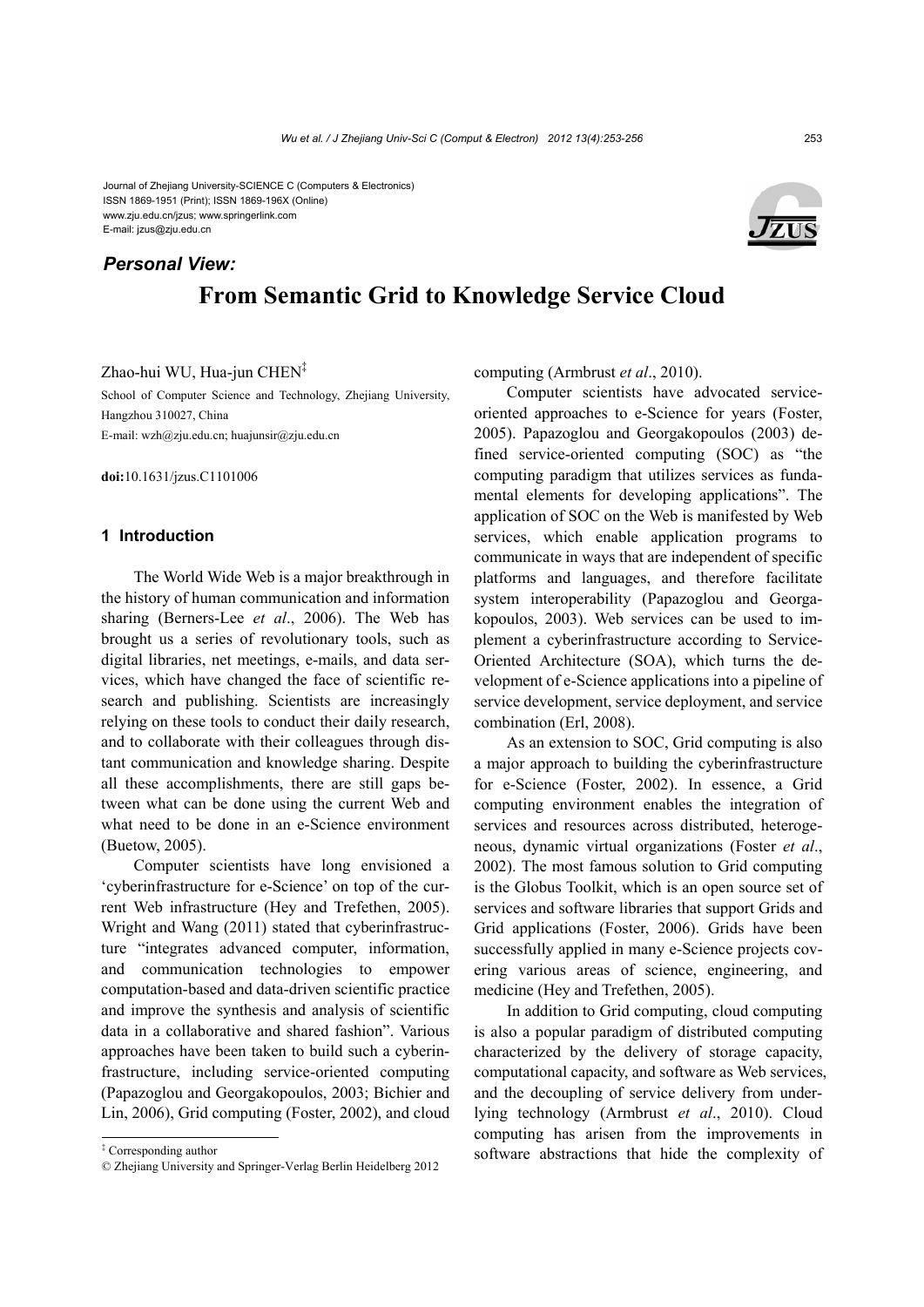Journal of Zhejiang University-SCIENCE C (Computers & Electronics)
ISSN 1869-1951 (Print); ISSN 1869-196X (Online)
www.zju.edu.cn/jzus; www.springerlink.com
E-mail: jzus@zju.edu.cn

***Personal View:***

# From Semantic Grid to Knowledge Service Cloud

Zhao-hui WU, Hua-jun CHEN[‡]

School of Computer Science and Technology, Zhejiang University, Hangzhou 310027, China

E-mail: wzh@zju.edu.cn; huajunsir@zju.edu.cn

**doi:**10.1631/jzus.C1101006

## 1 Introduction

The World Wide Web is a major breakthrough in the history of human communication and information sharing (Berners-Lee *et al*., 2006). The Web has brought us a series of revolutionary tools, such as digital libraries, net meetings, e-mails, and data services, which have changed the face of scientific research and publishing. Scientists are increasingly relying on these tools to conduct their daily research, and to collaborate with their colleagues through distant communication and knowledge sharing. Despite all these accomplishments, there are still gaps between what can be done using the current Web and what need to be done in an e-Science environment (Buetow, 2005).

Computer scientists have long envisioned a 'cyberinfrastructure for e-Science' on top of the current Web infrastructure (Hey and Trefethen, 2005). Wright and Wang (2011) stated that cyberinfrastructure "integrates advanced computer, information, and communication technologies to empower computation-based and data-driven scientific practice and improve the synthesis and analysis of scientific data in a collaborative and shared fashion". Various approaches have been taken to build such a cyberinfrastructure, including service-oriented computing (Papazoglou and Georgakopoulos, 2003; Bichier and Lin, 2006), Grid computing (Foster, 2002), and cloud computing (Armbrust *et al*., 2010).

Computer scientists have advocated service-oriented approaches to e-Science for years (Foster, 2005). Papazoglou and Georgakopoulos (2003) defined service-oriented computing (SOC) as "the computing paradigm that utilizes services as fundamental elements for developing applications". The application of SOC on the Web is manifested by Web services, which enable application programs to communicate in ways that are independent of specific platforms and languages, and therefore facilitate system interoperability (Papazoglou and Georgakopoulos, 2003). Web services can be used to implement a cyberinfrastructure according to Service-Oriented Architecture (SOA), which turns the development of e-Science applications into a pipeline of service development, service deployment, and service combination (Erl, 2008).

As an extension to SOC, Grid computing is also a major approach to building the cyberinfrastructure for e-Science (Foster, 2002). In essence, a Grid computing environment enables the integration of services and resources across distributed, heterogeneous, dynamic virtual organizations (Foster *et al*., 2002). The most famous solution to Grid computing is the Globus Toolkit, which is an open source set of services and software libraries that support Grids and Grid applications (Foster, 2006). Grids have been successfully applied in many e-Science projects covering various areas of science, engineering, and medicine (Hey and Trefethen, 2005).

In addition to Grid computing, cloud computing is also a popular paradigm of distributed computing characterized by the delivery of storage capacity, computational capacity, and software as Web services, and the decoupling of service delivery from underlying technology (Armbrust *et al*., 2010). Cloud computing has arisen from the improvements in software abstractions that hide the complexity of

‡ Corresponding author

© Zhejiang University and Springer-Verlag Berlin Heidelberg 2012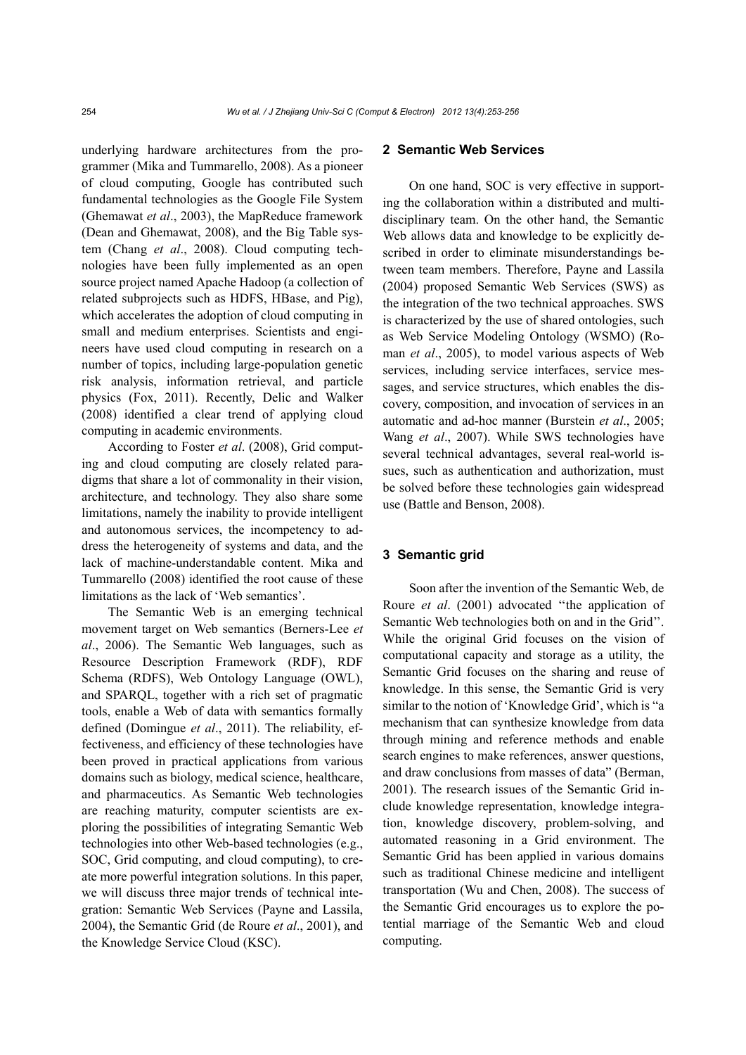underlying hardware architectures from the programmer (Mika and Tummarello, 2008). As a pioneer of cloud computing, Google has contributed such fundamental technologies as the Google File System (Ghemawat *et al*., 2003), the MapReduce framework (Dean and Ghemawat, 2008), and the Big Table system (Chang *et al*., 2008). Cloud computing technologies have been fully implemented as an open source project named Apache Hadoop (a collection of related subprojects such as HDFS, HBase, and Pig), which accelerates the adoption of cloud computing in small and medium enterprises. Scientists and engineers have used cloud computing in research on a number of topics, including large-population genetic risk analysis, information retrieval, and particle physics (Fox, 2011). Recently, Delic and Walker (2008) identified a clear trend of applying cloud computing in academic environments.

According to Foster *et al*. (2008), Grid computing and cloud computing are closely related paradigms that share a lot of commonality in their vision, architecture, and technology. They also share some limitations, namely the inability to provide intelligent and autonomous services, the incompetency to address the heterogeneity of systems and data, and the lack of machine-understandable content. Mika and Tummarello (2008) identified the root cause of these limitations as the lack of 'Web semantics'.

The Semantic Web is an emerging technical movement target on Web semantics (Berners-Lee *et al*., 2006). The Semantic Web languages, such as Resource Description Framework (RDF), RDF Schema (RDFS), Web Ontology Language (OWL), and SPARQL, together with a rich set of pragmatic tools, enable a Web of data with semantics formally defined (Domingue *et al*., 2011). The reliability, effectiveness, and efficiency of these technologies have been proved in practical applications from various domains such as biology, medical science, healthcare, and pharmaceutics. As Semantic Web technologies are reaching maturity, computer scientists are exploring the possibilities of integrating Semantic Web technologies into other Web-based technologies (e.g., SOC, Grid computing, and cloud computing), to create more powerful integration solutions. In this paper, we will discuss three major trends of technical integration: Semantic Web Services (Payne and Lassila, 2004), the Semantic Grid (de Roure *et al*., 2001), and the Knowledge Service Cloud (KSC).

## 2 Semantic Web Services

On one hand, SOC is very effective in supporting the collaboration within a distributed and multidisciplinary team. On the other hand, the Semantic Web allows data and knowledge to be explicitly described in order to eliminate misunderstandings between team members. Therefore, Payne and Lassila (2004) proposed Semantic Web Services (SWS) as the integration of the two technical approaches. SWS is characterized by the use of shared ontologies, such as Web Service Modeling Ontology (WSMO) (Roman *et al*., 2005), to model various aspects of Web services, including service interfaces, service messages, and service structures, which enables the discovery, composition, and invocation of services in an automatic and ad-hoc manner (Burstein *et al*., 2005; Wang *et al*., 2007). While SWS technologies have several technical advantages, several real-world issues, such as authentication and authorization, must be solved before these technologies gain widespread use (Battle and Benson, 2008).

## 3 Semantic grid

Soon after the invention of the Semantic Web, de Roure *et al*. (2001) advocated "the application of Semantic Web technologies both on and in the Grid". While the original Grid focuses on the vision of computational capacity and storage as a utility, the Semantic Grid focuses on the sharing and reuse of knowledge. In this sense, the Semantic Grid is very similar to the notion of 'Knowledge Grid', which is "a mechanism that can synthesize knowledge from data through mining and reference methods and enable search engines to make references, answer questions, and draw conclusions from masses of data" (Berman, 2001). The research issues of the Semantic Grid include knowledge representation, knowledge integration, knowledge discovery, problem-solving, and automated reasoning in a Grid environment. The Semantic Grid has been applied in various domains such as traditional Chinese medicine and intelligent transportation (Wu and Chen, 2008). The success of the Semantic Grid encourages us to explore the potential marriage of the Semantic Web and cloud computing.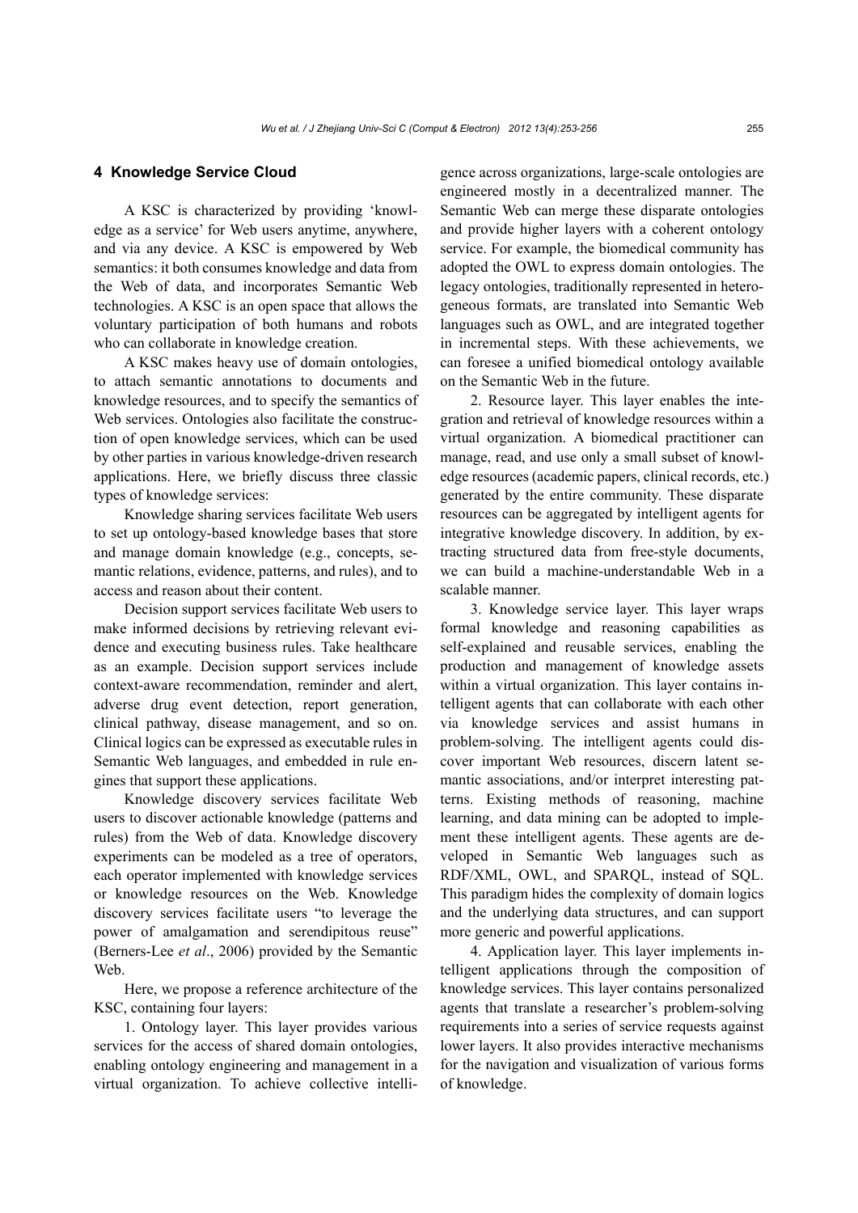## 4 Knowledge Service Cloud

A KSC is characterized by providing 'knowledge as a service' for Web users anytime, anywhere, and via any device. A KSC is empowered by Web semantics: it both consumes knowledge and data from the Web of data, and incorporates Semantic Web technologies. A KSC is an open space that allows the voluntary participation of both humans and robots who can collaborate in knowledge creation.

A KSC makes heavy use of domain ontologies, to attach semantic annotations to documents and knowledge resources, and to specify the semantics of Web services. Ontologies also facilitate the construction of open knowledge services, which can be used by other parties in various knowledge-driven research applications. Here, we briefly discuss three classic types of knowledge services:

Knowledge sharing services facilitate Web users to set up ontology-based knowledge bases that store and manage domain knowledge (e.g., concepts, semantic relations, evidence, patterns, and rules), and to access and reason about their content.

Decision support services facilitate Web users to make informed decisions by retrieving relevant evidence and executing business rules. Take healthcare as an example. Decision support services include context-aware recommendation, reminder and alert, adverse drug event detection, report generation, clinical pathway, disease management, and so on. Clinical logics can be expressed as executable rules in Semantic Web languages, and embedded in rule engines that support these applications.

Knowledge discovery services facilitate Web users to discover actionable knowledge (patterns and rules) from the Web of data. Knowledge discovery experiments can be modeled as a tree of operators, each operator implemented with knowledge services or knowledge resources on the Web. Knowledge discovery services facilitate users "to leverage the power of amalgamation and serendipitous reuse" (Berners-Lee *et al*., 2006) provided by the Semantic Web.

Here, we propose a reference architecture of the KSC, containing four layers:

1. Ontology layer. This layer provides various services for the access of shared domain ontologies, enabling ontology engineering and management in a virtual organization. To achieve collective intelligence across organizations, large-scale ontologies are engineered mostly in a decentralized manner. The Semantic Web can merge these disparate ontologies and provide higher layers with a coherent ontology service. For example, the biomedical community has adopted the OWL to express domain ontologies. The legacy ontologies, traditionally represented in heterogeneous formats, are translated into Semantic Web languages such as OWL, and are integrated together in incremental steps. With these achievements, we can foresee a unified biomedical ontology available on the Semantic Web in the future.

2. Resource layer. This layer enables the integration and retrieval of knowledge resources within a virtual organization. A biomedical practitioner can manage, read, and use only a small subset of knowledge resources (academic papers, clinical records, etc.) generated by the entire community. These disparate resources can be aggregated by intelligent agents for integrative knowledge discovery. In addition, by extracting structured data from free-style documents, we can build a machine-understandable Web in a scalable manner.

3. Knowledge service layer. This layer wraps formal knowledge and reasoning capabilities as self-explained and reusable services, enabling the production and management of knowledge assets within a virtual organization. This layer contains intelligent agents that can collaborate with each other via knowledge services and assist humans in problem-solving. The intelligent agents could discover important Web resources, discern latent semantic associations, and/or interpret interesting patterns. Existing methods of reasoning, machine learning, and data mining can be adopted to implement these intelligent agents. These agents are developed in Semantic Web languages such as RDF/XML, OWL, and SPARQL, instead of SQL. This paradigm hides the complexity of domain logics and the underlying data structures, and can support more generic and powerful applications.

4. Application layer. This layer implements intelligent applications through the composition of knowledge services. This layer contains personalized agents that translate a researcher's problem-solving requirements into a series of service requests against lower layers. It also provides interactive mechanisms for the navigation and visualization of various forms of knowledge.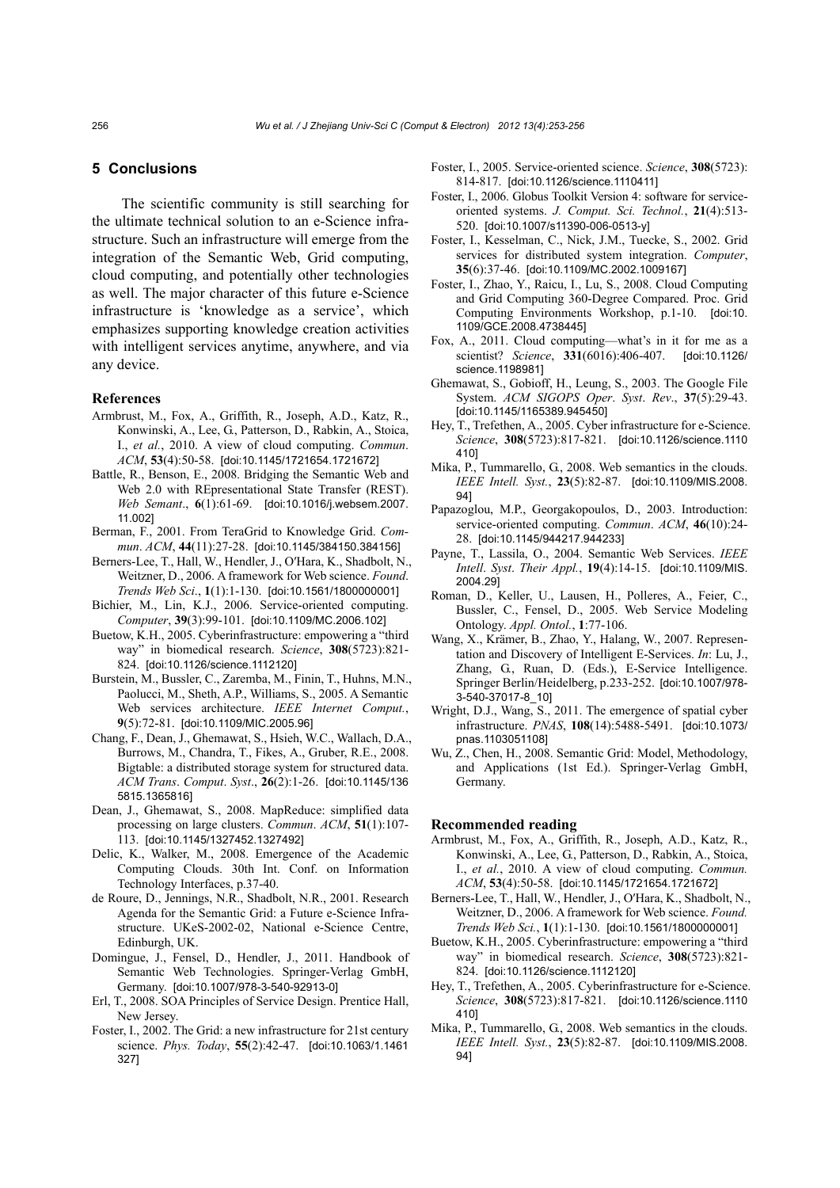## 5 Conclusions

The scientific community is still searching for the ultimate technical solution to an e-Science infrastructure. Such an infrastructure will emerge from the integration of the Semantic Web, Grid computing, cloud computing, and potentially other technologies as well. The major character of this future e-Science infrastructure is 'knowledge as a service', which emphasizes supporting knowledge creation activities with intelligent services anytime, anywhere, and via any device.

### References

Armbrust, M., Fox, A., Griffith, R., Joseph, A.D., Katz, R., Konwinski, A., Lee, G., Patterson, D., Rabkin, A., Stoica, I., *et al.*, 2010. A view of cloud computing. *Commun. ACM*, **53**(4):50-58. [doi:10.1145/1721654.1721672]

Battle, R., Benson, E., 2008. Bridging the Semantic Web and Web 2.0 with REpresentational State Transfer (REST). *Web Semant*., **6**(1):61-69. [doi:10.1016/j.websem.2007.11.002]

Berman, F., 2001. From TeraGrid to Knowledge Grid. *Commun. ACM*, **44**(11):27-28. [doi:10.1145/384150.384156]

Berners-Lee, T., Hall, W., Hendler, J., O′Hara, K., Shadbolt, N., Weitzner, D., 2006. A framework for Web science. *Found. Trends Web Sci*., **1**(1):1-130. [doi:10.1561/1800000001]

Bichier, M., Lin, K.J., 2006. Service-oriented computing. *Computer*, **39**(3):99-101. [doi:10.1109/MC.2006.102]

Buetow, K.H., 2005. Cyberinfrastructure: empowering a "third way" in biomedical research. *Science*, **308**(5723):821-824. [doi:10.1126/science.1112120]

Burstein, M., Bussler, C., Zaremba, M., Finin, T., Huhns, M.N., Paolucci, M., Sheth, A.P., Williams, S., 2005. A Semantic Web services architecture. *IEEE Internet Comput.*, **9**(5):72-81. [doi:10.1109/MIC.2005.96]

Chang, F., Dean, J., Ghemawat, S., Hsieh, W.C., Wallach, D.A., Burrows, M., Chandra, T., Fikes, A., Gruber, R.E., 2008. Bigtable: a distributed storage system for structured data. *ACM Trans. Comput. Syst*., **26**(2):1-26. [doi:10.1145/1365815.1365816]

Dean, J., Ghemawat, S., 2008. MapReduce: simplified data processing on large clusters. *Commun. ACM*, **51**(1):107-113. [doi:10.1145/1327452.1327492]

Delic, K., Walker, M., 2008. Emergence of the Academic Computing Clouds. 30th Int. Conf. on Information Technology Interfaces, p.37-40.

de Roure, D., Jennings, N.R., Shadbolt, N.R., 2001. Research Agenda for the Semantic Grid: a Future e-Science Infrastructure. UKeS-2002-02, National e-Science Centre, Edinburgh, UK.

Domingue, J., Fensel, D., Hendler, J., 2011. Handbook of Semantic Web Technologies. Springer-Verlag GmbH, Germany. [doi:10.1007/978-3-540-92913-0]

Erl, T., 2008. SOA Principles of Service Design. Prentice Hall, New Jersey.

Foster, I., 2002. The Grid: a new infrastructure for 21st century science. *Phys. Today*, **55**(2):42-47. [doi:10.1063/1.1461327]

Foster, I., 2005. Service-oriented science. *Science*, **308**(5723):814-817. [doi:10.1126/science.1110411]

Foster, I., 2006. Globus Toolkit Version 4: software for service-oriented systems. *J. Comput. Sci. Technol.*, **21**(4):513-520. [doi:10.1007/s11390-006-0513-y]

Foster, I., Kesselman, C., Nick, J.M., Tuecke, S., 2002. Grid services for distributed system integration. *Computer*, **35**(6):37-46. [doi:10.1109/MC.2002.1009167]

Foster, I., Zhao, Y., Raicu, I., Lu, S., 2008. Cloud Computing and Grid Computing 360-Degree Compared. Proc. Grid Computing Environments Workshop, p.1-10. [doi:10.1109/GCE.2008.4738445]

Fox, A., 2011. Cloud computing—what's in it for me as a scientist? *Science*, **331**(6016):406-407. [doi:10.1126/science.1198981]

Ghemawat, S., Gobioff, H., Leung, S., 2003. The Google File System. *ACM SIGOPS Oper. Syst. Rev*., **37**(5):29-43. [doi:10.1145/1165389.945450]

Hey, T., Trefethen, A., 2005. Cyber infrastructure for e-Science. *Science*, **308**(5723):817-821. [doi:10.1126/science.1110410]

Mika, P., Tummarello, G., 2008. Web semantics in the clouds. *IEEE Intell. Syst.*, **23**(5):82-87. [doi:10.1109/MIS.2008.94]

Papazoglou, M.P., Georgakopoulos, D., 2003. Introduction: service-oriented computing. *Commun. ACM*, **46**(10):24-28. [doi:10.1145/944217.944233]

Payne, T., Lassila, O., 2004. Semantic Web Services. *IEEE Intell. Syst. Their Appl.*, **19**(4):14-15. [doi:10.1109/MIS.2004.29]

Roman, D., Keller, U., Lausen, H., Polleres, A., Feier, C., Bussler, C., Fensel, D., 2005. Web Service Modeling Ontology. *Appl. Ontol.*, **1**:77-106.

Wang, X., Krämer, B., Zhao, Y., Halang, W., 2007. Representation and Discovery of Intelligent E-Services. *In*: Lu, J., Zhang, G., Ruan, D. (Eds.), E-Service Intelligence. Springer Berlin/Heidelberg, p.233-252. [doi:10.1007/978-3-540-37017-8_10]

Wright, D.J., Wang, S., 2011. The emergence of spatial cyber infrastructure. *PNAS*, **108**(14):5488-5491. [doi:10.1073/pnas.1103051108]

Wu, Z., Chen, H., 2008. Semantic Grid: Model, Methodology, and Applications (1st Ed.). Springer-Verlag GmbH, Germany.

### Recommended reading

Armbrust, M., Fox, A., Griffith, R., Joseph, A.D., Katz, R., Konwinski, A., Lee, G., Patterson, D., Rabkin, A., Stoica, I., *et al.*, 2010. A view of cloud computing. *Commun. ACM*, **53**(4):50-58. [doi:10.1145/1721654.1721672]

Berners-Lee, T., Hall, W., Hendler, J., O′Hara, K., Shadbolt, N., Weitzner, D., 2006. A framework for Web science. *Found. Trends Web Sci.*, **1**(1):1-130. [doi:10.1561/1800000001]

Buetow, K.H., 2005. Cyberinfrastructure: empowering a "third way" in biomedical research. *Science*, **308**(5723):821-824. [doi:10.1126/science.1112120]

Hey, T., Trefethen, A., 2005. Cyberinfrastructure for e-Science. *Science*, **308**(5723):817-821. [doi:10.1126/science.1110410]

Mika, P., Tummarello, G., 2008. Web semantics in the clouds. *IEEE Intell. Syst.*, **23**(5):82-87. [doi:10.1109/MIS.2008.94]